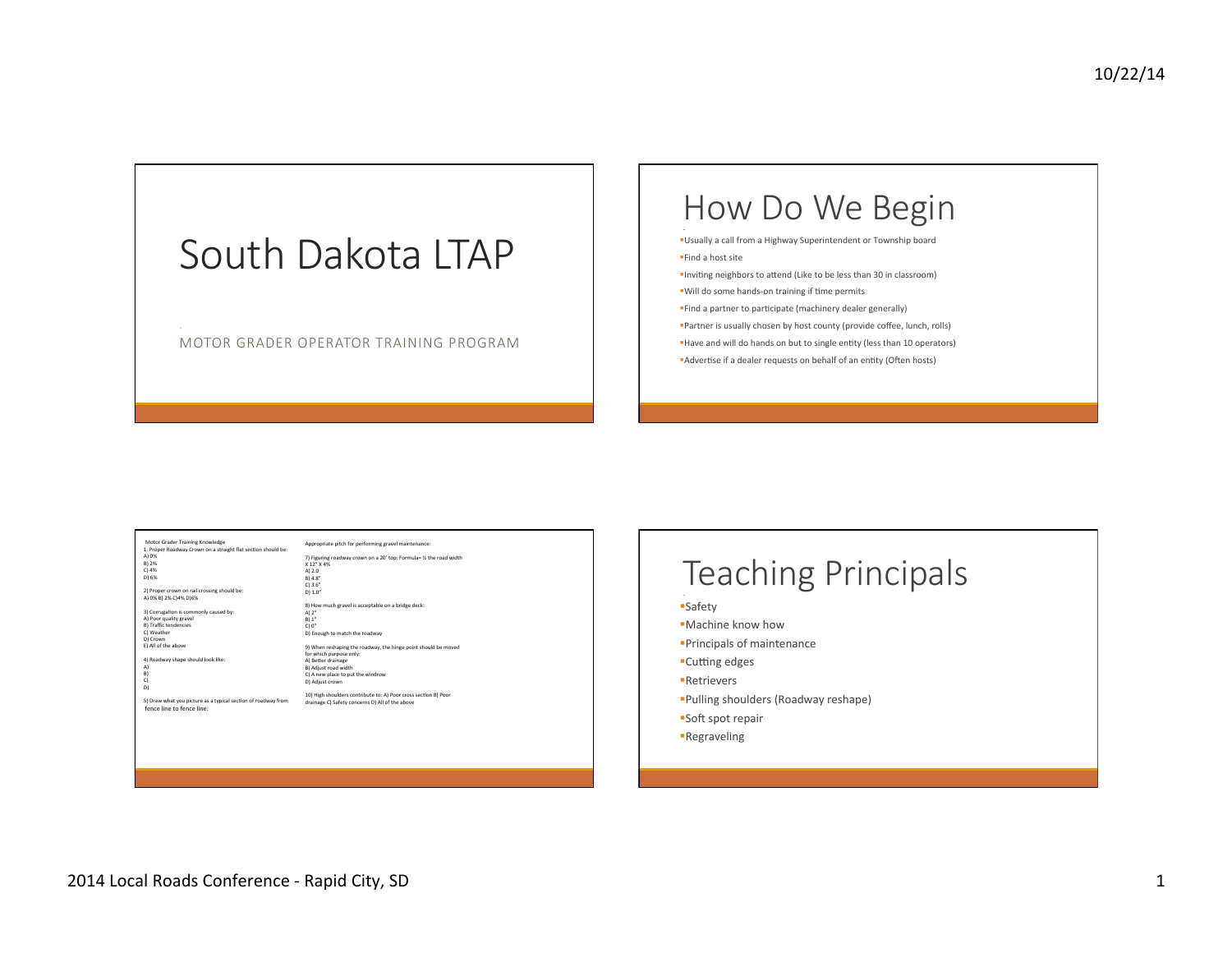# South Dakota LTAP

MOTOR GRADER OPERATOR TRAINING PROGRAM

## How Do We Begin

- Usually a call from a Highway Superintendent or Township board
- Find a host site
- Inviting neighbors to attend (Like to be less than 30 in classroom)
- Will do some hands-on training if time permits
- Find a partner to participate (machinery dealer generally)
- Partner is usually chosen by host county (provide coffee, lunch, rolls)
- Have and will do hands on but to single entity (less than 10 operators)
- Advertise if a dealer requests on behalf of an entity (Often hosts)

Motor Grader Training Knowledge

1. Proper Roadway Crown on a straight flat section should be:
A) 0%
B) 2%
C) 4%
D) 6%

2) Proper crown on rail crossing should be:
A) 0% B) 2% C)4% D)6%

3) Corrugation is commonly caused by:
A) Poor quality gravel
B) Traffic tendencies
C) Weather
D) Crown
E) All of the above

4) Roadway shape should look like:
A)
B)
C)
D)

5) Draw what you picture as a typical section of roadway from fence line to fence line:

Appropriate pitch for performing gravel maintenance:

7) Figuring roadway crown on a 20' top: Formula= ½ the road width X 12" X 4%
A) 2.0
B) 4.8"
C) 3.6"
D) 1.0"

8) How much gravel is acceptable on a bridge deck:
A) 2"
B) 1"
C) 0"
D) Enough to match the roadway

9) When reshaping the roadway, the hinge point should be moved for which purpose only:
A) Better drainage
B) Adjust road width
C) A new place to put the windrow
D) Adjust crown

10) High shoulders contribute to: A) Poor cross section B) Poor drainage C) Safety concerns D) All of the above

## Teaching Principals

- Safety
- Machine know how
- Principals of maintenance
- Cutting edges
- Retrievers
- Pulling shoulders (Roadway reshape)
- Soft spot repair
- Regraveling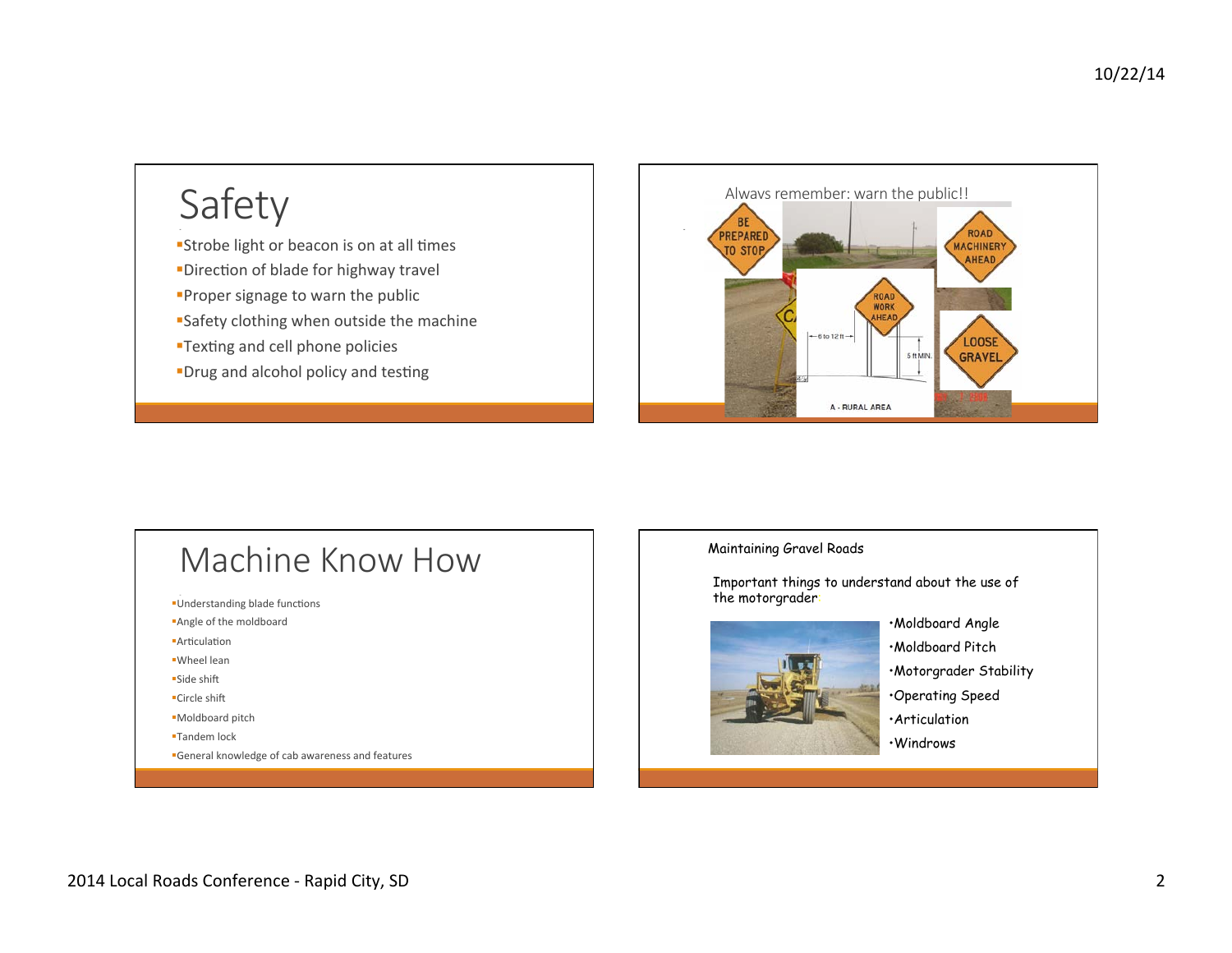# Safety

- Strobe light or beacon is on at all times
- Direction of blade for highway travel
- Proper signage to warn the public
- Safety clothing when outside the machine
- Texting and cell phone policies
- Drug and alcohol policy and testing

Always remember: warn the public!!

BE PREPARED TO STOP

ROAD MACHINERY AHEAD

ROAD WORK AHEAD

6 to 12 ft

5 ft MIN.

A - RURAL AREA

LOOSE GRAVEL

# Machine Know How

- Understanding blade functions
- Angle of the moldboard
- Articulation
- Wheel lean
- Side shift
- Circle shift
- Moldboard pitch
- Tandem lock
- General knowledge of cab awareness and features

Maintaining Gravel Roads

Important things to understand about the use of the motorgrader

- Moldboard Angle
- Moldboard Pitch
- Motorgrader Stability
- Operating Speed
- Articulation
- Windrows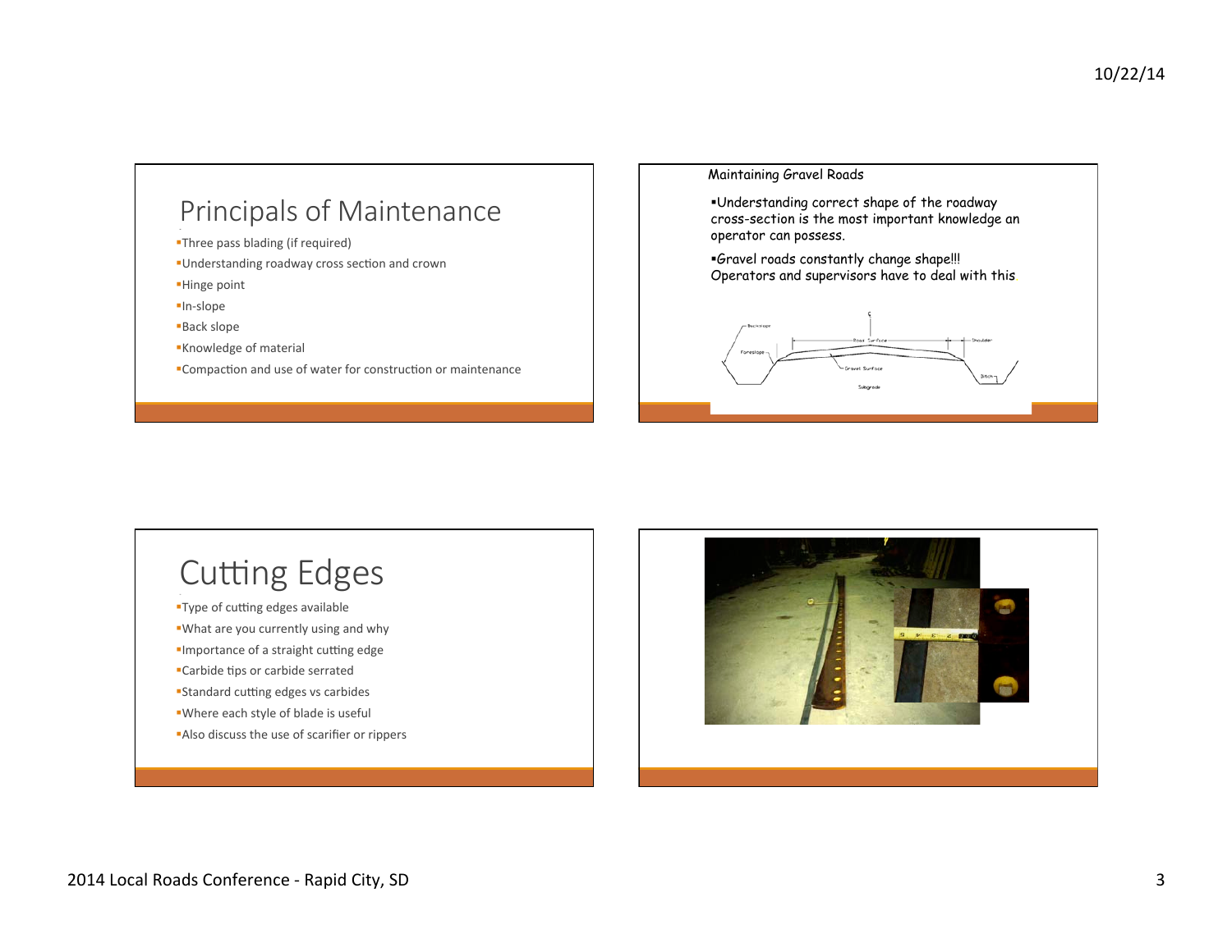## Principals of Maintenance

- Three pass blading (if required)
- Understanding roadway cross section and crown
- Hinge point
- In-slope
- Back slope
- Knowledge of material
- Compaction and use of water for construction or maintenance

Maintaining Gravel Roads

- Understanding correct shape of the roadway cross-section is the most important knowledge an operator can possess.
- Gravel roads constantly change shape!!! Operators and supervisors have to deal with this.

## Cutting Edges

- Type of cutting edges available
- What are you currently using and why
- Importance of a straight cutting edge
- Carbide tips or carbide serrated
- Standard cutting edges vs carbides
- Where each style of blade is useful
- Also discuss the use of scarifier or rippers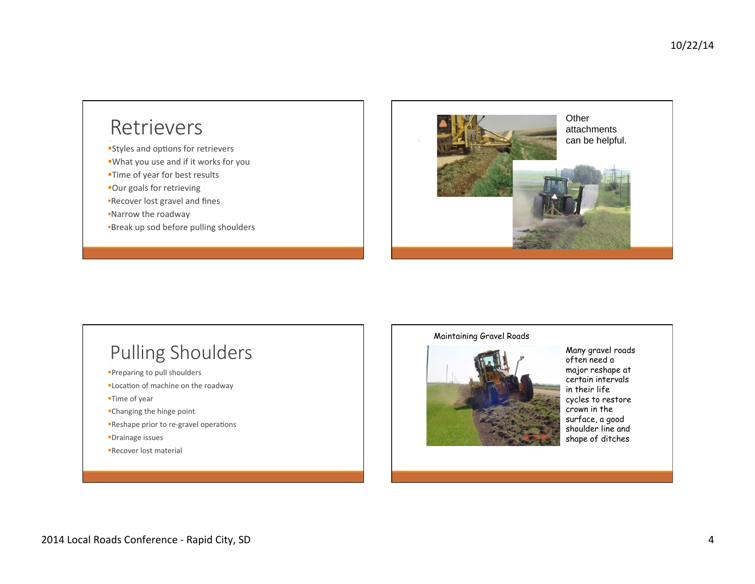# Retrievers

- Styles and options for retrievers
- What you use and if it works for you
- Time of year for best results
- Our goals for retrieving
- Recover lost gravel and fines
- Narrow the roadway
- Break up sod before pulling shoulders

Other attachments can be helpful.

# Pulling Shoulders

- Preparing to pull shoulders
- Location of machine on the roadway
- Time of year
- Changing the hinge point
- Reshape prior to re-gravel operations
- Drainage issues
- Recover lost material

Maintaining Gravel Roads

Many gravel roads often need a major reshape at certain intervals in their life cycles to restore crown in the surface, a good shoulder line and shape of ditches.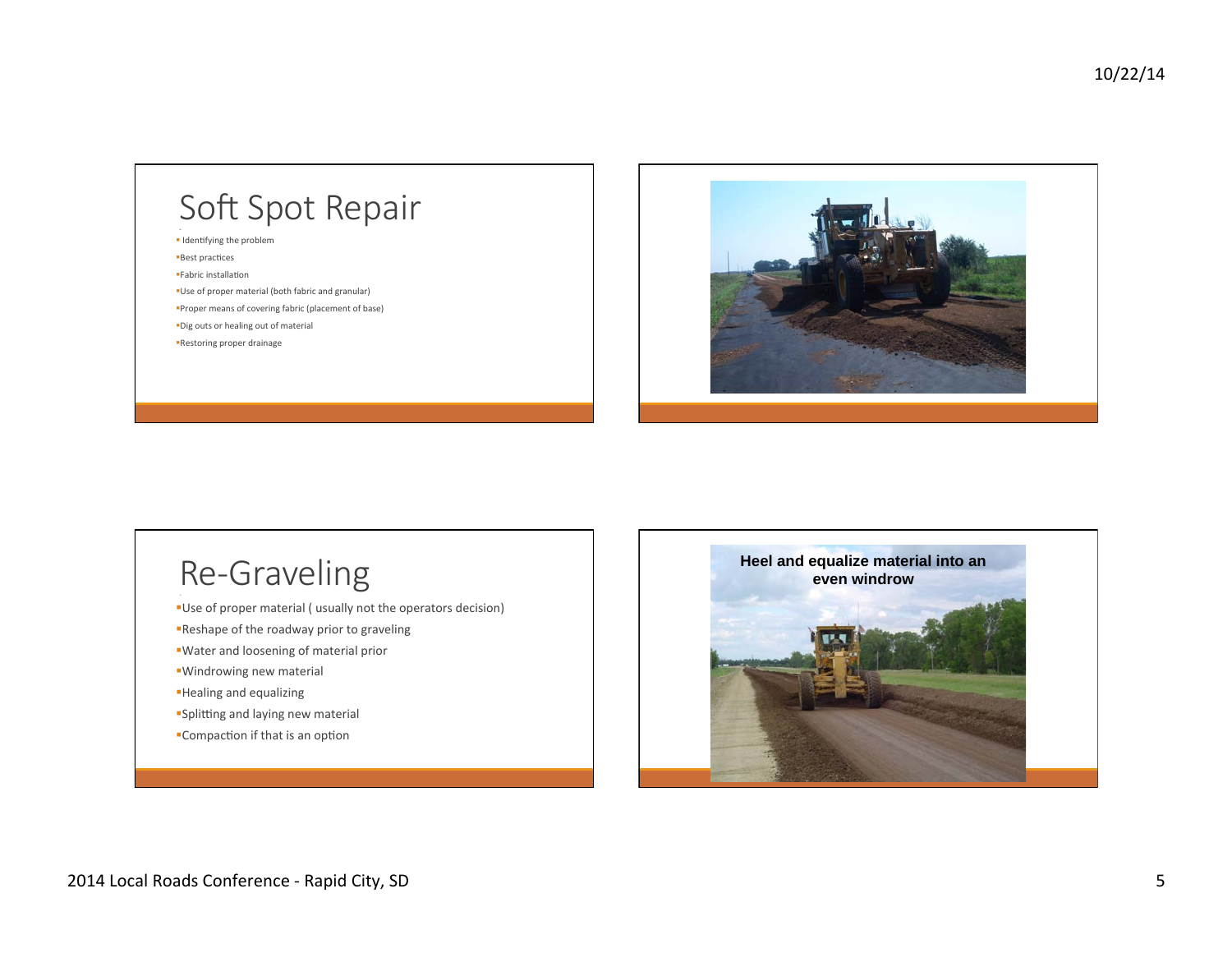## Soft Spot Repair

- Identifying the problem
- Best practices
- Fabric installation
- Use of proper material (both fabric and granular)
- Proper means of covering fabric (placement of base)
- Dig outs or healing out of material
- Restoring proper drainage

## Re-Graveling

- Use of proper material ( usually not the operators decision)
- Reshape of the roadway prior to graveling
- Water and loosening of material prior
- Windrowing new material
- Healing and equalizing
- Splitting and laying new material
- Compaction if that is an option

**Heel and equalize material into an even windrow**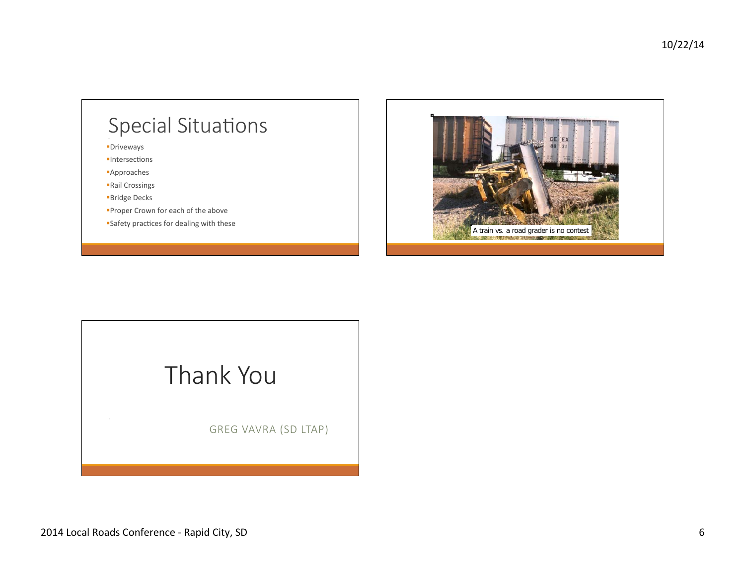## Special Situations

- Driveways
- Intersections
- Approaches
- Rail Crossings
- Bridge Decks
- Proper Crown for each of the above
- Safety practices for dealing with these

A train vs. a road grader is no contest

## Thank You

GREG VAVRA (SD LTAP)